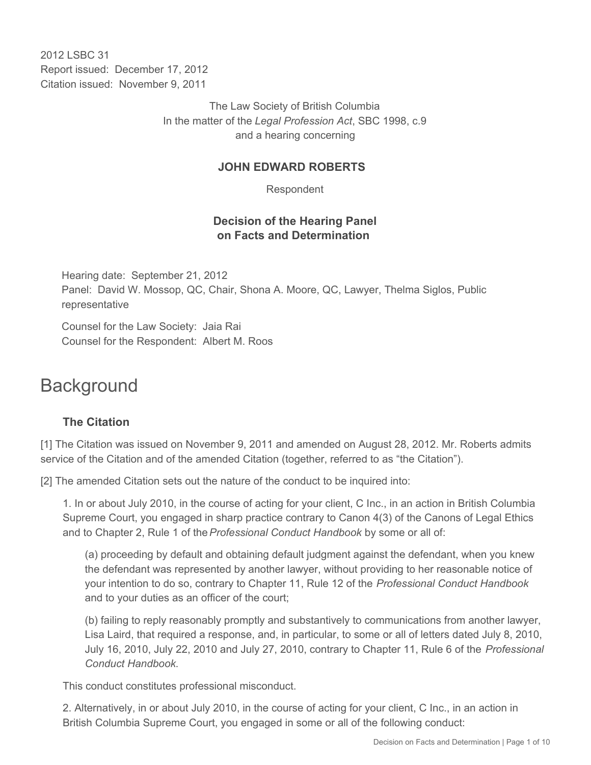2012 LSBC 31
Report issued: December 17, 2012
Citation issued: November 9, 2011

The Law Society of British Columbia
In the matter of the *Legal Profession Act*, SBC 1998, c.9
and a hearing concerning

**JOHN EDWARD ROBERTS**

Respondent

**Decision of the Hearing Panel on Facts and Determination**

Hearing date: September 21, 2012
Panel: David W. Mossop, QC, Chair, Shona A. Moore, QC, Lawyer, Thelma Siglos, Public representative

Counsel for the Law Society: Jaia Rai
Counsel for the Respondent: Albert M. Roos

# Background

### The Citation

[1] The Citation was issued on November 9, 2011 and amended on August 28, 2012. Mr. Roberts admits service of the Citation and of the amended Citation (together, referred to as "the Citation").

[2] The amended Citation sets out the nature of the conduct to be inquired into:

1. In or about July 2010, in the course of acting for your client, C Inc., in an action in British Columbia Supreme Court, you engaged in sharp practice contrary to Canon 4(3) of the Canons of Legal Ethics and to Chapter 2, Rule 1 of the *Professional Conduct Handbook* by some or all of:

(a) proceeding by default and obtaining default judgment against the defendant, when you knew the defendant was represented by another lawyer, without providing to her reasonable notice of your intention to do so, contrary to Chapter 11, Rule 12 of the *Professional Conduct Handbook* and to your duties as an officer of the court;

(b) failing to reply reasonably promptly and substantively to communications from another lawyer, Lisa Laird, that required a response, and, in particular, to some or all of letters dated July 8, 2010, July 16, 2010, July 22, 2010 and July 27, 2010, contrary to Chapter 11, Rule 6 of the *Professional Conduct Handbook*.

This conduct constitutes professional misconduct.

2. Alternatively, in or about July 2010, in the course of acting for your client, C Inc., in an action in British Columbia Supreme Court, you engaged in some or all of the following conduct: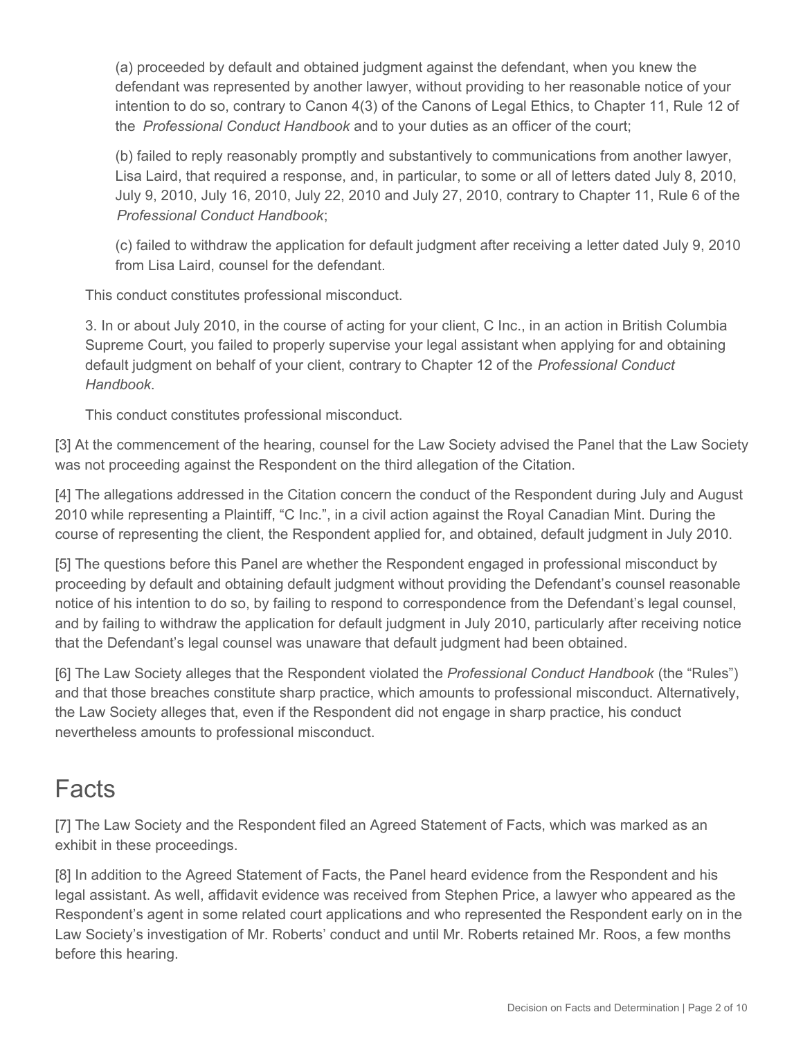(a) proceeded by default and obtained judgment against the defendant, when you knew the defendant was represented by another lawyer, without providing to her reasonable notice of your intention to do so, contrary to Canon 4(3) of the Canons of Legal Ethics, to Chapter 11, Rule 12 of the *Professional Conduct Handbook* and to your duties as an officer of the court;

(b) failed to reply reasonably promptly and substantively to communications from another lawyer, Lisa Laird, that required a response, and, in particular, to some or all of letters dated July 8, 2010, July 9, 2010, July 16, 2010, July 22, 2010 and July 27, 2010, contrary to Chapter 11, Rule 6 of the *Professional Conduct Handbook*;

(c) failed to withdraw the application for default judgment after receiving a letter dated July 9, 2010 from Lisa Laird, counsel for the defendant.

This conduct constitutes professional misconduct.

3. In or about July 2010, in the course of acting for your client, C Inc., in an action in British Columbia Supreme Court, you failed to properly supervise your legal assistant when applying for and obtaining default judgment on behalf of your client, contrary to Chapter 12 of the *Professional Conduct Handbook*.

This conduct constitutes professional misconduct.

[3] At the commencement of the hearing, counsel for the Law Society advised the Panel that the Law Society was not proceeding against the Respondent on the third allegation of the Citation.

[4] The allegations addressed in the Citation concern the conduct of the Respondent during July and August 2010 while representing a Plaintiff, "C Inc.", in a civil action against the Royal Canadian Mint. During the course of representing the client, the Respondent applied for, and obtained, default judgment in July 2010.

[5] The questions before this Panel are whether the Respondent engaged in professional misconduct by proceeding by default and obtaining default judgment without providing the Defendant's counsel reasonable notice of his intention to do so, by failing to respond to correspondence from the Defendant's legal counsel, and by failing to withdraw the application for default judgment in July 2010, particularly after receiving notice that the Defendant's legal counsel was unaware that default judgment had been obtained.

[6] The Law Society alleges that the Respondent violated the *Professional Conduct Handbook* (the "Rules") and that those breaches constitute sharp practice, which amounts to professional misconduct. Alternatively, the Law Society alleges that, even if the Respondent did not engage in sharp practice, his conduct nevertheless amounts to professional misconduct.

## Facts

[7] The Law Society and the Respondent filed an Agreed Statement of Facts, which was marked as an exhibit in these proceedings.

[8] In addition to the Agreed Statement of Facts, the Panel heard evidence from the Respondent and his legal assistant. As well, affidavit evidence was received from Stephen Price, a lawyer who appeared as the Respondent's agent in some related court applications and who represented the Respondent early on in the Law Society's investigation of Mr. Roberts' conduct and until Mr. Roberts retained Mr. Roos, a few months before this hearing.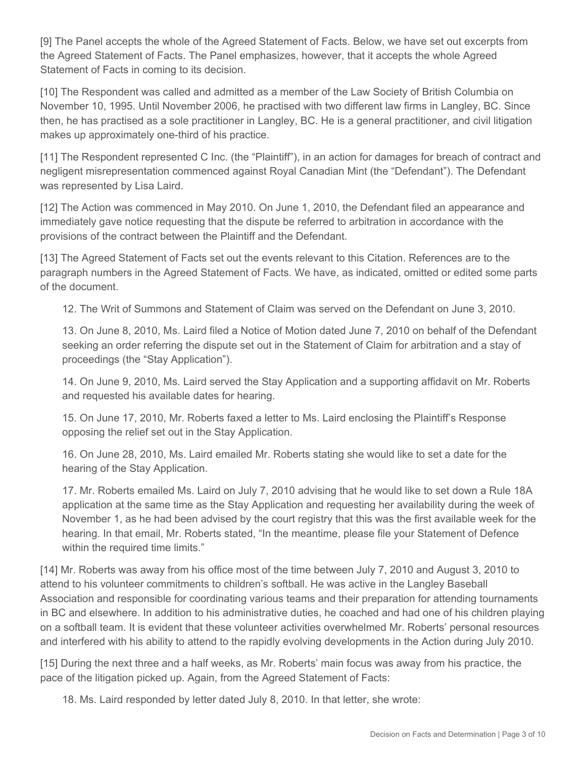[9] The Panel accepts the whole of the Agreed Statement of Facts. Below, we have set out excerpts from the Agreed Statement of Facts. The Panel emphasizes, however, that it accepts the whole Agreed Statement of Facts in coming to its decision.

[10] The Respondent was called and admitted as a member of the Law Society of British Columbia on November 10, 1995. Until November 2006, he practised with two different law firms in Langley, BC. Since then, he has practised as a sole practitioner in Langley, BC. He is a general practitioner, and civil litigation makes up approximately one-third of his practice.

[11] The Respondent represented C Inc. (the "Plaintiff"), in an action for damages for breach of contract and negligent misrepresentation commenced against Royal Canadian Mint (the "Defendant"). The Defendant was represented by Lisa Laird.

[12] The Action was commenced in May 2010. On June 1, 2010, the Defendant filed an appearance and immediately gave notice requesting that the dispute be referred to arbitration in accordance with the provisions of the contract between the Plaintiff and the Defendant.

[13] The Agreed Statement of Facts set out the events relevant to this Citation. References are to the paragraph numbers in the Agreed Statement of Facts. We have, as indicated, omitted or edited some parts of the document.

> 12. The Writ of Summons and Statement of Claim was served on the Defendant on June 3, 2010.
>
> 13. On June 8, 2010, Ms. Laird filed a Notice of Motion dated June 7, 2010 on behalf of the Defendant seeking an order referring the dispute set out in the Statement of Claim for arbitration and a stay of proceedings (the "Stay Application").
>
> 14. On June 9, 2010, Ms. Laird served the Stay Application and a supporting affidavit on Mr. Roberts and requested his available dates for hearing.
>
> 15. On June 17, 2010, Mr. Roberts faxed a letter to Ms. Laird enclosing the Plaintiff's Response opposing the relief set out in the Stay Application.
>
> 16. On June 28, 2010, Ms. Laird emailed Mr. Roberts stating she would like to set a date for the hearing of the Stay Application.
>
> 17. Mr. Roberts emailed Ms. Laird on July 7, 2010 advising that he would like to set down a Rule 18A application at the same time as the Stay Application and requesting her availability during the week of November 1, as he had been advised by the court registry that this was the first available week for the hearing. In that email, Mr. Roberts stated, "In the meantime, please file your Statement of Defence within the required time limits."

[14] Mr. Roberts was away from his office most of the time between July 7, 2010 and August 3, 2010 to attend to his volunteer commitments to children's softball. He was active in the Langley Baseball Association and responsible for coordinating various teams and their preparation for attending tournaments in BC and elsewhere. In addition to his administrative duties, he coached and had one of his children playing on a softball team. It is evident that these volunteer activities overwhelmed Mr. Roberts' personal resources and interfered with his ability to attend to the rapidly evolving developments in the Action during July 2010.

[15] During the next three and a half weeks, as Mr. Roberts' main focus was away from his practice, the pace of the litigation picked up. Again, from the Agreed Statement of Facts:

> 18. Ms. Laird responded by letter dated July 8, 2010. In that letter, she wrote: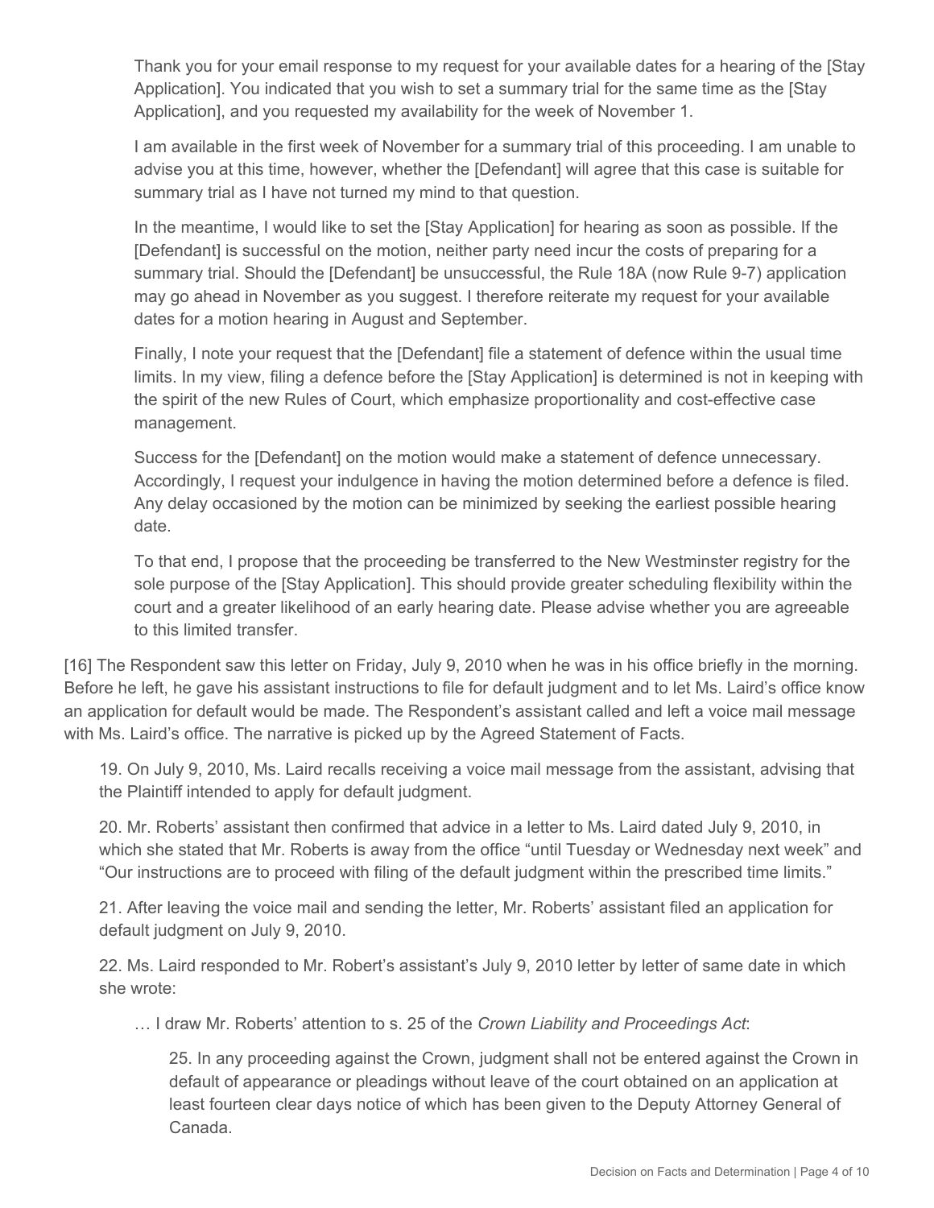> Thank you for your email response to my request for your available dates for a hearing of the [Stay Application]. You indicated that you wish to set a summary trial for the same time as the [Stay Application], and you requested my availability for the week of November 1.
>
> I am available in the first week of November for a summary trial of this proceeding. I am unable to advise you at this time, however, whether the [Defendant] will agree that this case is suitable for summary trial as I have not turned my mind to that question.
>
> In the meantime, I would like to set the [Stay Application] for hearing as soon as possible. If the [Defendant] is successful on the motion, neither party need incur the costs of preparing for a summary trial. Should the [Defendant] be unsuccessful, the Rule 18A (now Rule 9-7) application may go ahead in November as you suggest. I therefore reiterate my request for your available dates for a motion hearing in August and September.
>
> Finally, I note your request that the [Defendant] file a statement of defence within the usual time limits. In my view, filing a defence before the [Stay Application] is determined is not in keeping with the spirit of the new Rules of Court, which emphasize proportionality and cost-effective case management.
>
> Success for the [Defendant] on the motion would make a statement of defence unnecessary. Accordingly, I request your indulgence in having the motion determined before a defence is filed. Any delay occasioned by the motion can be minimized by seeking the earliest possible hearing date.
>
> To that end, I propose that the proceeding be transferred to the New Westminster registry for the sole purpose of the [Stay Application]. This should provide greater scheduling flexibility within the court and a greater likelihood of an early hearing date. Please advise whether you are agreeable to this limited transfer.

[16] The Respondent saw this letter on Friday, July 9, 2010 when he was in his office briefly in the morning. Before he left, he gave his assistant instructions to file for default judgment and to let Ms. Laird's office know an application for default would be made. The Respondent's assistant called and left a voice mail message with Ms. Laird's office. The narrative is picked up by the Agreed Statement of Facts.

> 19. On July 9, 2010, Ms. Laird recalls receiving a voice mail message from the assistant, advising that the Plaintiff intended to apply for default judgment.
>
> 20. Mr. Roberts' assistant then confirmed that advice in a letter to Ms. Laird dated July 9, 2010, in which she stated that Mr. Roberts is away from the office "until Tuesday or Wednesday next week" and "Our instructions are to proceed with filing of the default judgment within the prescribed time limits."
>
> 21. After leaving the voice mail and sending the letter, Mr. Roberts' assistant filed an application for default judgment on July 9, 2010.
>
> 22. Ms. Laird responded to Mr. Robert's assistant's July 9, 2010 letter by letter of same date in which she wrote:
>
> > … I draw Mr. Roberts' attention to s. 25 of the *Crown Liability and Proceedings Act*:
> >
> > > 25. In any proceeding against the Crown, judgment shall not be entered against the Crown in default of appearance or pleadings without leave of the court obtained on an application at least fourteen clear days notice of which has been given to the Deputy Attorney General of Canada.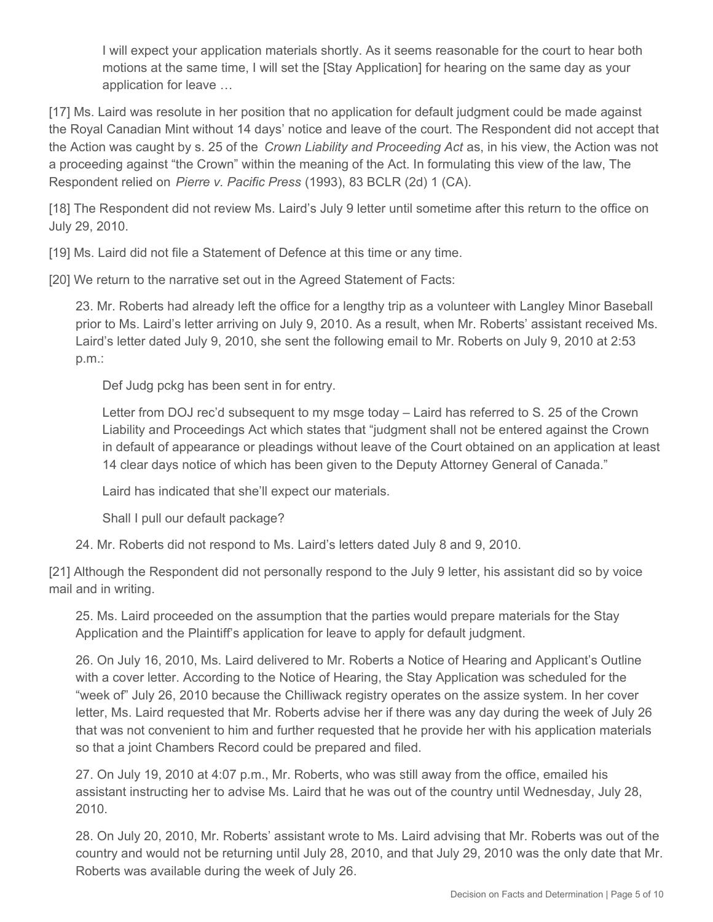> I will expect your application materials shortly. As it seems reasonable for the court to hear both motions at the same time, I will set the [Stay Application] for hearing on the same day as your application for leave …

[17] Ms. Laird was resolute in her position that no application for default judgment could be made against the Royal Canadian Mint without 14 days' notice and leave of the court. The Respondent did not accept that the Action was caught by s. 25 of the *Crown Liability and Proceeding Act* as, in his view, the Action was not a proceeding against "the Crown" within the meaning of the Act. In formulating this view of the law, The Respondent relied on *Pierre v. Pacific Press* (1993), 83 BCLR (2d) 1 (CA).

[18] The Respondent did not review Ms. Laird's July 9 letter until sometime after this return to the office on July 29, 2010.

[19] Ms. Laird did not file a Statement of Defence at this time or any time.

[20] We return to the narrative set out in the Agreed Statement of Facts:

> 23. Mr. Roberts had already left the office for a lengthy trip as a volunteer with Langley Minor Baseball prior to Ms. Laird's letter arriving on July 9, 2010. As a result, when Mr. Roberts' assistant received Ms. Laird's letter dated July 9, 2010, she sent the following email to Mr. Roberts on July 9, 2010 at 2:53 p.m.:
>
> > Def Judg pckg has been sent in for entry.
> >
> > Letter from DOJ rec'd subsequent to my msge today – Laird has referred to S. 25 of the Crown Liability and Proceedings Act which states that "judgment shall not be entered against the Crown in default of appearance or pleadings without leave of the Court obtained on an application at least 14 clear days notice of which has been given to the Deputy Attorney General of Canada."
> >
> > Laird has indicated that she'll expect our materials.
> >
> > Shall I pull our default package?
>
> 24. Mr. Roberts did not respond to Ms. Laird's letters dated July 8 and 9, 2010.

[21] Although the Respondent did not personally respond to the July 9 letter, his assistant did so by voice mail and in writing.

> 25. Ms. Laird proceeded on the assumption that the parties would prepare materials for the Stay Application and the Plaintiff's application for leave to apply for default judgment.
>
> 26. On July 16, 2010, Ms. Laird delivered to Mr. Roberts a Notice of Hearing and Applicant's Outline with a cover letter. According to the Notice of Hearing, the Stay Application was scheduled for the "week of" July 26, 2010 because the Chilliwack registry operates on the assize system. In her cover letter, Ms. Laird requested that Mr. Roberts advise her if there was any day during the week of July 26 that was not convenient to him and further requested that he provide her with his application materials so that a joint Chambers Record could be prepared and filed.
>
> 27. On July 19, 2010 at 4:07 p.m., Mr. Roberts, who was still away from the office, emailed his assistant instructing her to advise Ms. Laird that he was out of the country until Wednesday, July 28, 2010.
>
> 28. On July 20, 2010, Mr. Roberts' assistant wrote to Ms. Laird advising that Mr. Roberts was out of the country and would not be returning until July 28, 2010, and that July 29, 2010 was the only date that Mr. Roberts was available during the week of July 26.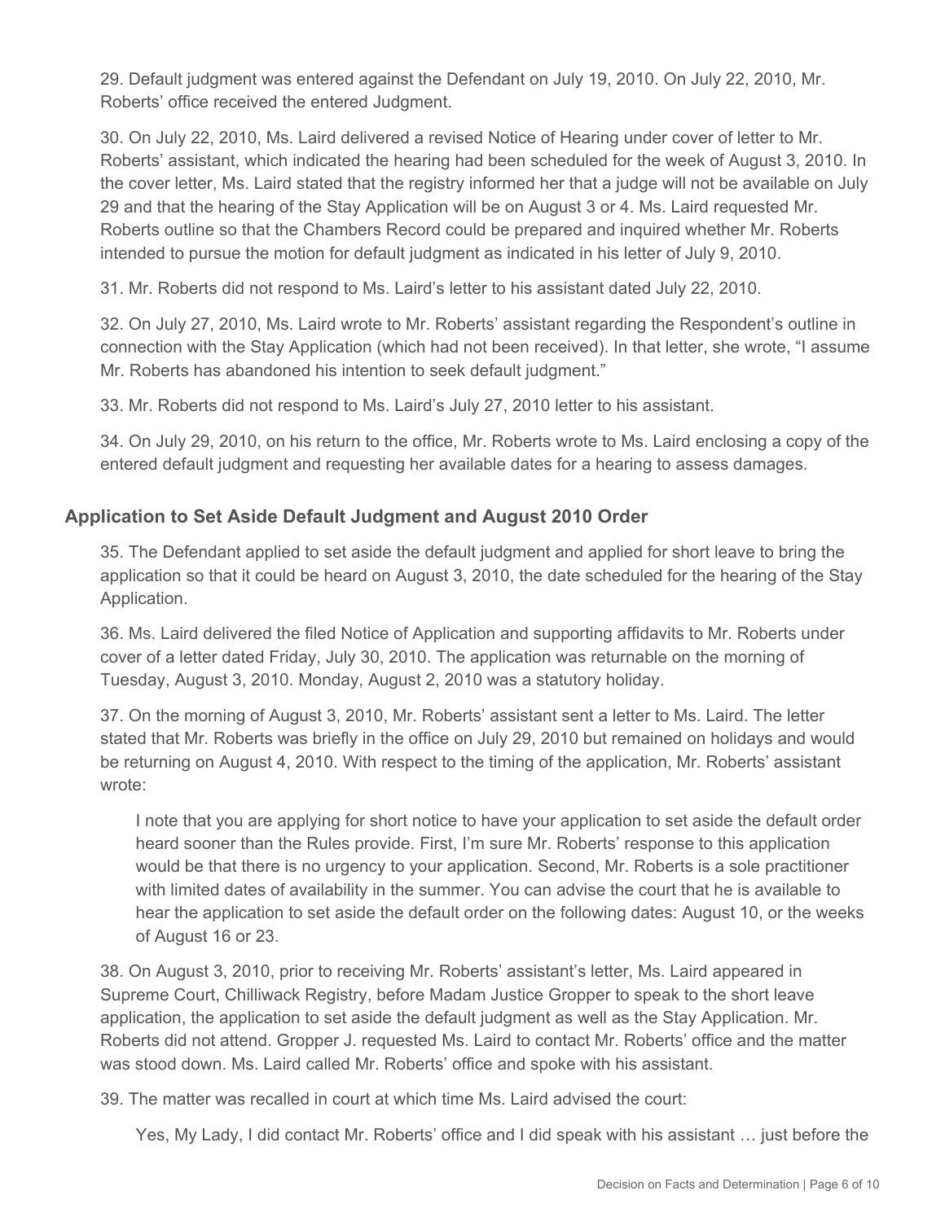29. Default judgment was entered against the Defendant on July 19, 2010. On July 22, 2010, Mr. Roberts' office received the entered Judgment.

30. On July 22, 2010, Ms. Laird delivered a revised Notice of Hearing under cover of letter to Mr. Roberts' assistant, which indicated the hearing had been scheduled for the week of August 3, 2010. In the cover letter, Ms. Laird stated that the registry informed her that a judge will not be available on July 29 and that the hearing of the Stay Application will be on August 3 or 4. Ms. Laird requested Mr. Roberts outline so that the Chambers Record could be prepared and inquired whether Mr. Roberts intended to pursue the motion for default judgment as indicated in his letter of July 9, 2010.

31. Mr. Roberts did not respond to Ms. Laird's letter to his assistant dated July 22, 2010.

32. On July 27, 2010, Ms. Laird wrote to Mr. Roberts' assistant regarding the Respondent's outline in connection with the Stay Application (which had not been received). In that letter, she wrote, "I assume Mr. Roberts has abandoned his intention to seek default judgment."

33. Mr. Roberts did not respond to Ms. Laird's July 27, 2010 letter to his assistant.

34. On July 29, 2010, on his return to the office, Mr. Roberts wrote to Ms. Laird enclosing a copy of the entered default judgment and requesting her available dates for a hearing to assess damages.

## Application to Set Aside Default Judgment and August 2010 Order

35. The Defendant applied to set aside the default judgment and applied for short leave to bring the application so that it could be heard on August 3, 2010, the date scheduled for the hearing of the Stay Application.

36. Ms. Laird delivered the filed Notice of Application and supporting affidavits to Mr. Roberts under cover of a letter dated Friday, July 30, 2010. The application was returnable on the morning of Tuesday, August 3, 2010. Monday, August 2, 2010 was a statutory holiday.

37. On the morning of August 3, 2010, Mr. Roberts' assistant sent a letter to Ms. Laird. The letter stated that Mr. Roberts was briefly in the office on July 29, 2010 but remained on holidays and would be returning on August 4, 2010. With respect to the timing of the application, Mr. Roberts' assistant wrote:

> I note that you are applying for short notice to have your application to set aside the default order heard sooner than the Rules provide. First, I'm sure Mr. Roberts' response to this application would be that there is no urgency to your application. Second, Mr. Roberts is a sole practitioner with limited dates of availability in the summer. You can advise the court that he is available to hear the application to set aside the default order on the following dates: August 10, or the weeks of August 16 or 23.

38. On August 3, 2010, prior to receiving Mr. Roberts' assistant's letter, Ms. Laird appeared in Supreme Court, Chilliwack Registry, before Madam Justice Gropper to speak to the short leave application, the application to set aside the default judgment as well as the Stay Application. Mr. Roberts did not attend. Gropper J. requested Ms. Laird to contact Mr. Roberts' office and the matter was stood down. Ms. Laird called Mr. Roberts' office and spoke with his assistant.

39. The matter was recalled in court at which time Ms. Laird advised the court:

> Yes, My Lady, I did contact Mr. Roberts' office and I did speak with his assistant … just before the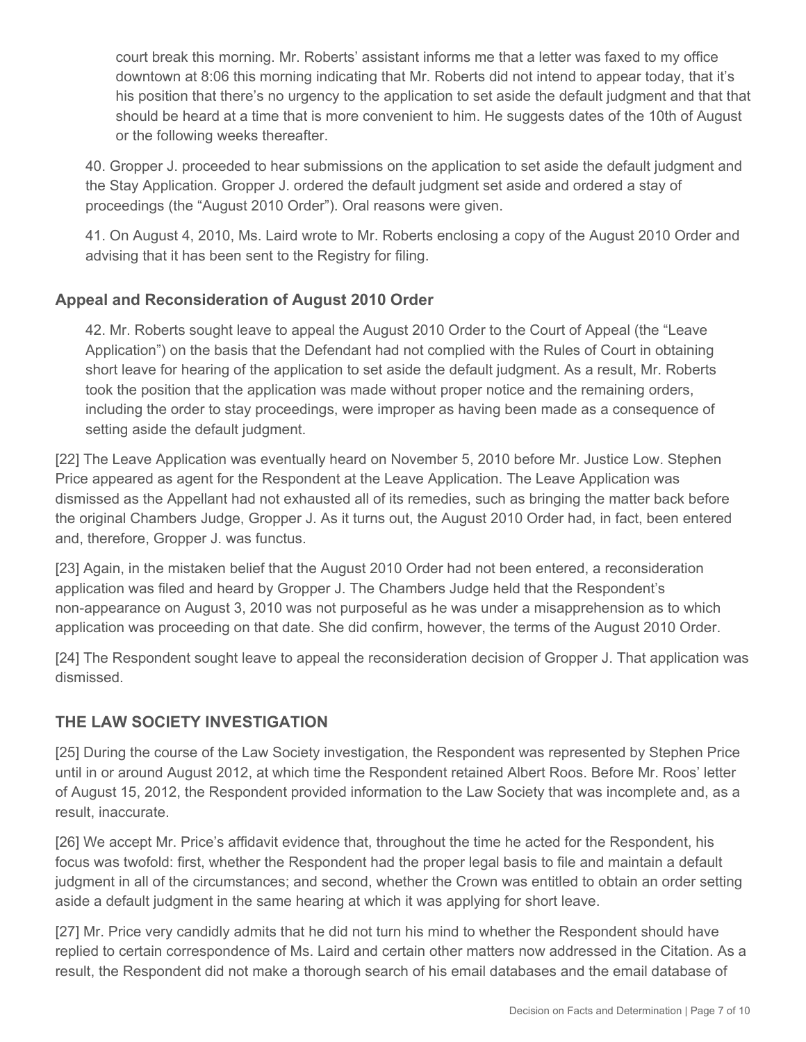court break this morning. Mr. Roberts' assistant informs me that a letter was faxed to my office downtown at 8:06 this morning indicating that Mr. Roberts did not intend to appear today, that it's his position that there's no urgency to the application to set aside the default judgment and that that should be heard at a time that is more convenient to him. He suggests dates of the 10th of August or the following weeks thereafter.

40. Gropper J. proceeded to hear submissions on the application to set aside the default judgment and the Stay Application. Gropper J. ordered the default judgment set aside and ordered a stay of proceedings (the "August 2010 Order"). Oral reasons were given.

41. On August 4, 2010, Ms. Laird wrote to Mr. Roberts enclosing a copy of the August 2010 Order and advising that it has been sent to the Registry for filing.

### Appeal and Reconsideration of August 2010 Order

42. Mr. Roberts sought leave to appeal the August 2010 Order to the Court of Appeal (the "Leave Application") on the basis that the Defendant had not complied with the Rules of Court in obtaining short leave for hearing of the application to set aside the default judgment. As a result, Mr. Roberts took the position that the application was made without proper notice and the remaining orders, including the order to stay proceedings, were improper as having been made as a consequence of setting aside the default judgment.

[22] The Leave Application was eventually heard on November 5, 2010 before Mr. Justice Low. Stephen Price appeared as agent for the Respondent at the Leave Application. The Leave Application was dismissed as the Appellant had not exhausted all of its remedies, such as bringing the matter back before the original Chambers Judge, Gropper J. As it turns out, the August 2010 Order had, in fact, been entered and, therefore, Gropper J. was functus.

[23] Again, in the mistaken belief that the August 2010 Order had not been entered, a reconsideration application was filed and heard by Gropper J. The Chambers Judge held that the Respondent's non-appearance on August 3, 2010 was not purposeful as he was under a misapprehension as to which application was proceeding on that date. She did confirm, however, the terms of the August 2010 Order.

[24] The Respondent sought leave to appeal the reconsideration decision of Gropper J. That application was dismissed.

## THE LAW SOCIETY INVESTIGATION

[25] During the course of the Law Society investigation, the Respondent was represented by Stephen Price until in or around August 2012, at which time the Respondent retained Albert Roos. Before Mr. Roos' letter of August 15, 2012, the Respondent provided information to the Law Society that was incomplete and, as a result, inaccurate.

[26] We accept Mr. Price's affidavit evidence that, throughout the time he acted for the Respondent, his focus was twofold: first, whether the Respondent had the proper legal basis to file and maintain a default judgment in all of the circumstances; and second, whether the Crown was entitled to obtain an order setting aside a default judgment in the same hearing at which it was applying for short leave.

[27] Mr. Price very candidly admits that he did not turn his mind to whether the Respondent should have replied to certain correspondence of Ms. Laird and certain other matters now addressed in the Citation. As a result, the Respondent did not make a thorough search of his email databases and the email database of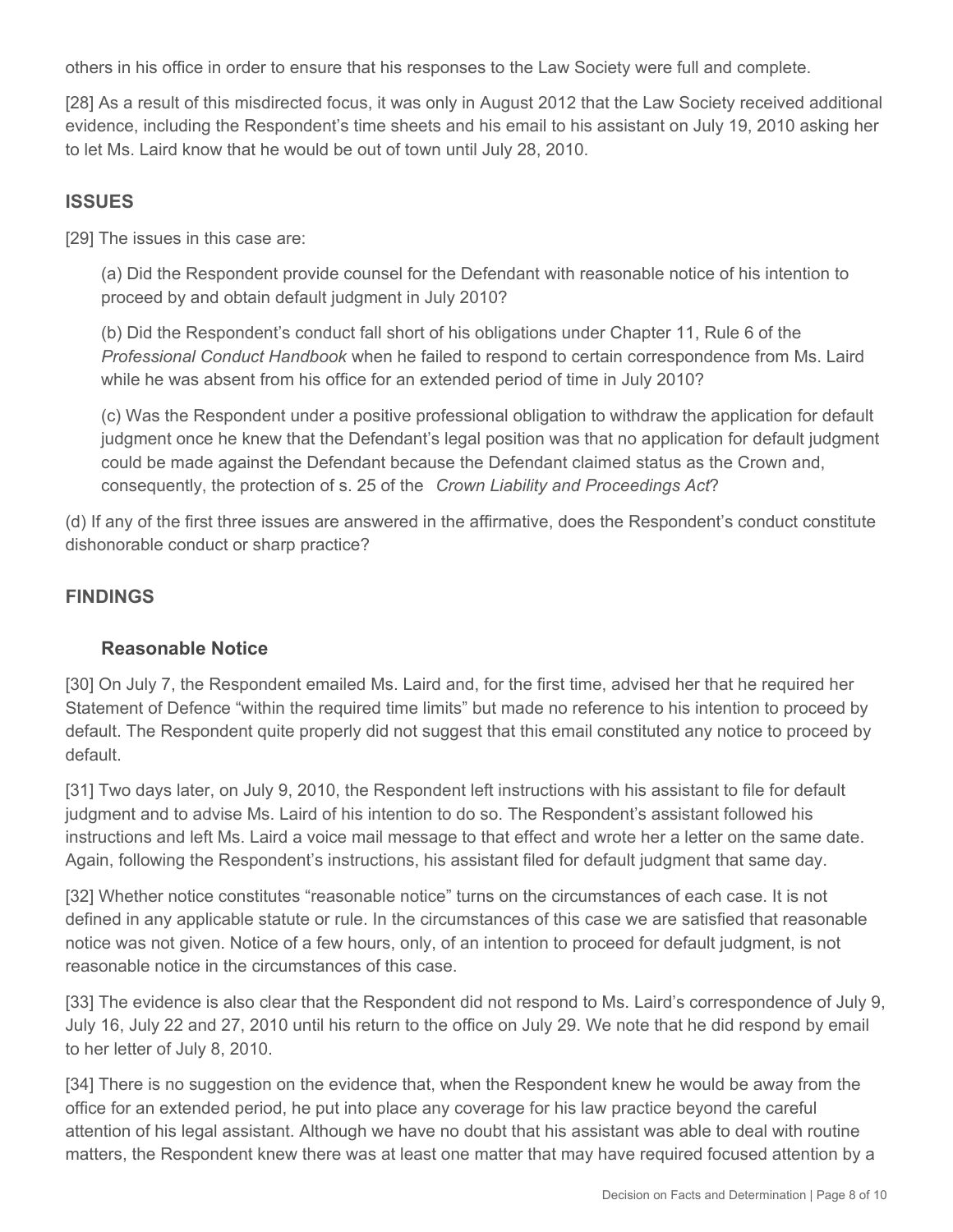others in his office in order to ensure that his responses to the Law Society were full and complete.

[28] As a result of this misdirected focus, it was only in August 2012 that the Law Society received additional evidence, including the Respondent's time sheets and his email to his assistant on July 19, 2010 asking her to let Ms. Laird know that he would be out of town until July 28, 2010.

## ISSUES

[29] The issues in this case are:

> (a) Did the Respondent provide counsel for the Defendant with reasonable notice of his intention to proceed by and obtain default judgment in July 2010?
>
> (b) Did the Respondent's conduct fall short of his obligations under Chapter 11, Rule 6 of the *Professional Conduct Handbook* when he failed to respond to certain correspondence from Ms. Laird while he was absent from his office for an extended period of time in July 2010?
>
> (c) Was the Respondent under a positive professional obligation to withdraw the application for default judgment once he knew that the Defendant's legal position was that no application for default judgment could be made against the Defendant because the Defendant claimed status as the Crown and, consequently, the protection of s. 25 of the *Crown Liability and Proceedings Act*?

(d) If any of the first three issues are answered in the affirmative, does the Respondent's conduct constitute dishonorable conduct or sharp practice?

## FINDINGS

### Reasonable Notice

[30] On July 7, the Respondent emailed Ms. Laird and, for the first time, advised her that he required her Statement of Defence "within the required time limits" but made no reference to his intention to proceed by default. The Respondent quite properly did not suggest that this email constituted any notice to proceed by default.

[31] Two days later, on July 9, 2010, the Respondent left instructions with his assistant to file for default judgment and to advise Ms. Laird of his intention to do so. The Respondent's assistant followed his instructions and left Ms. Laird a voice mail message to that effect and wrote her a letter on the same date. Again, following the Respondent's instructions, his assistant filed for default judgment that same day.

[32] Whether notice constitutes "reasonable notice" turns on the circumstances of each case. It is not defined in any applicable statute or rule. In the circumstances of this case we are satisfied that reasonable notice was not given. Notice of a few hours, only, of an intention to proceed for default judgment, is not reasonable notice in the circumstances of this case.

[33] The evidence is also clear that the Respondent did not respond to Ms. Laird's correspondence of July 9, July 16, July 22 and 27, 2010 until his return to the office on July 29. We note that he did respond by email to her letter of July 8, 2010.

[34] There is no suggestion on the evidence that, when the Respondent knew he would be away from the office for an extended period, he put into place any coverage for his law practice beyond the careful attention of his legal assistant. Although we have no doubt that his assistant was able to deal with routine matters, the Respondent knew there was at least one matter that may have required focused attention by a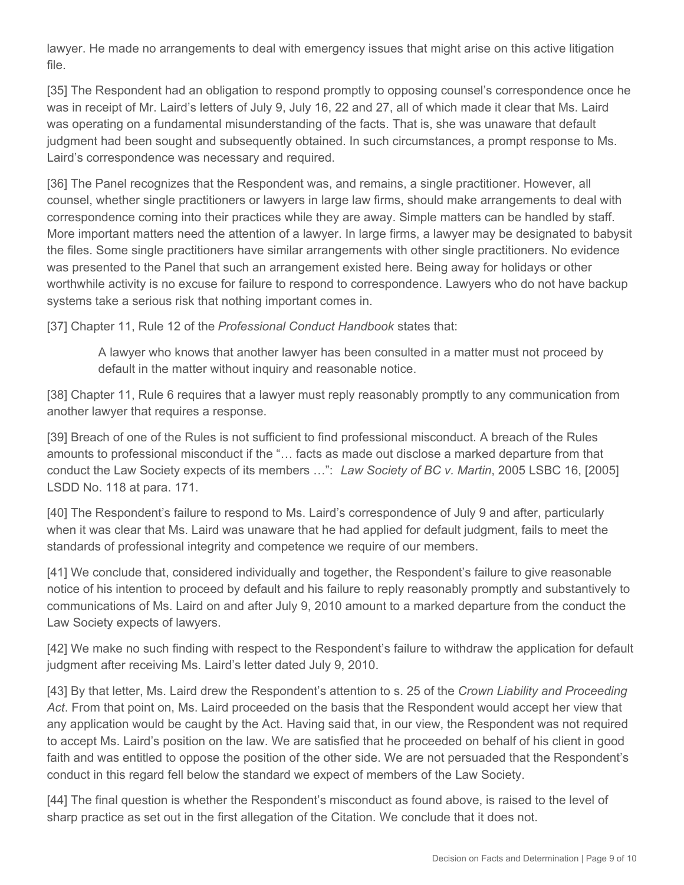lawyer. He made no arrangements to deal with emergency issues that might arise on this active litigation file.

[35] The Respondent had an obligation to respond promptly to opposing counsel's correspondence once he was in receipt of Mr. Laird's letters of July 9, July 16, 22 and 27, all of which made it clear that Ms. Laird was operating on a fundamental misunderstanding of the facts. That is, she was unaware that default judgment had been sought and subsequently obtained. In such circumstances, a prompt response to Ms. Laird's correspondence was necessary and required.

[36] The Panel recognizes that the Respondent was, and remains, a single practitioner. However, all counsel, whether single practitioners or lawyers in large law firms, should make arrangements to deal with correspondence coming into their practices while they are away. Simple matters can be handled by staff. More important matters need the attention of a lawyer. In large firms, a lawyer may be designated to babysit the files. Some single practitioners have similar arrangements with other single practitioners. No evidence was presented to the Panel that such an arrangement existed here. Being away for holidays or other worthwhile activity is no excuse for failure to respond to correspondence. Lawyers who do not have backup systems take a serious risk that nothing important comes in.

[37] Chapter 11, Rule 12 of the *Professional Conduct Handbook* states that:

> A lawyer who knows that another lawyer has been consulted in a matter must not proceed by default in the matter without inquiry and reasonable notice.

[38] Chapter 11, Rule 6 requires that a lawyer must reply reasonably promptly to any communication from another lawyer that requires a response.

[39] Breach of one of the Rules is not sufficient to find professional misconduct. A breach of the Rules amounts to professional misconduct if the "… facts as made out disclose a marked departure from that conduct the Law Society expects of its members …": *Law Society of BC v. Martin*, 2005 LSBC 16, [2005] LSDD No. 118 at para. 171.

[40] The Respondent's failure to respond to Ms. Laird's correspondence of July 9 and after, particularly when it was clear that Ms. Laird was unaware that he had applied for default judgment, fails to meet the standards of professional integrity and competence we require of our members.

[41] We conclude that, considered individually and together, the Respondent's failure to give reasonable notice of his intention to proceed by default and his failure to reply reasonably promptly and substantively to communications of Ms. Laird on and after July 9, 2010 amount to a marked departure from the conduct the Law Society expects of lawyers.

[42] We make no such finding with respect to the Respondent's failure to withdraw the application for default judgment after receiving Ms. Laird's letter dated July 9, 2010.

[43] By that letter, Ms. Laird drew the Respondent's attention to s. 25 of the *Crown Liability and Proceeding Act*. From that point on, Ms. Laird proceeded on the basis that the Respondent would accept her view that any application would be caught by the Act. Having said that, in our view, the Respondent was not required to accept Ms. Laird's position on the law. We are satisfied that he proceeded on behalf of his client in good faith and was entitled to oppose the position of the other side. We are not persuaded that the Respondent's conduct in this regard fell below the standard we expect of members of the Law Society.

[44] The final question is whether the Respondent's misconduct as found above, is raised to the level of sharp practice as set out in the first allegation of the Citation. We conclude that it does not.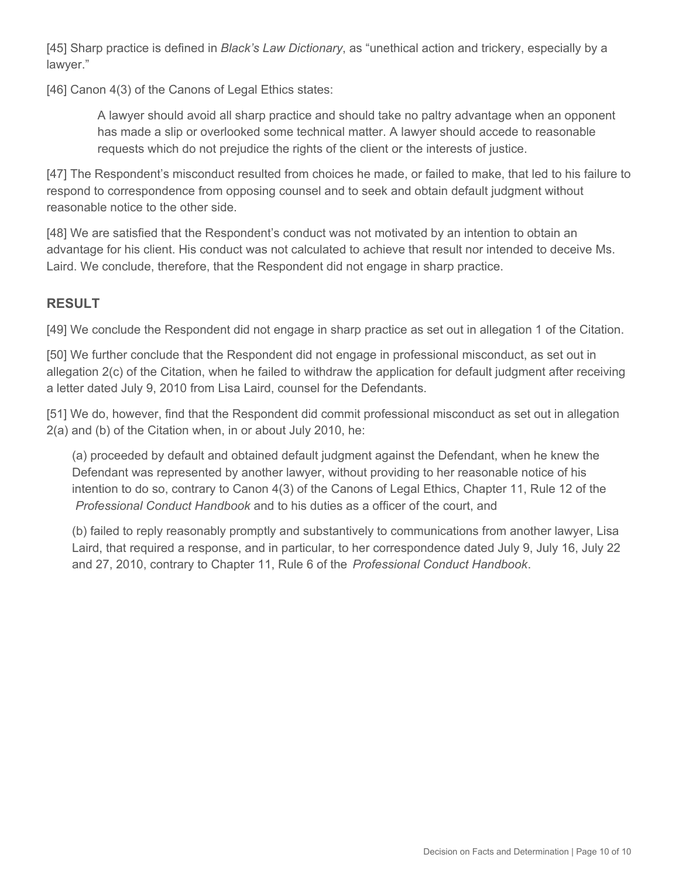[45] Sharp practice is defined in *Black's Law Dictionary*, as "unethical action and trickery, especially by a lawyer."

[46] Canon 4(3) of the Canons of Legal Ethics states:

> A lawyer should avoid all sharp practice and should take no paltry advantage when an opponent has made a slip or overlooked some technical matter. A lawyer should accede to reasonable requests which do not prejudice the rights of the client or the interests of justice.

[47] The Respondent's misconduct resulted from choices he made, or failed to make, that led to his failure to respond to correspondence from opposing counsel and to seek and obtain default judgment without reasonable notice to the other side.

[48] We are satisfied that the Respondent's conduct was not motivated by an intention to obtain an advantage for his client. His conduct was not calculated to achieve that result nor intended to deceive Ms. Laird. We conclude, therefore, that the Respondent did not engage in sharp practice.

## RESULT

[49] We conclude the Respondent did not engage in sharp practice as set out in allegation 1 of the Citation.

[50] We further conclude that the Respondent did not engage in professional misconduct, as set out in allegation 2(c) of the Citation, when he failed to withdraw the application for default judgment after receiving a letter dated July 9, 2010 from Lisa Laird, counsel for the Defendants.

[51] We do, however, find that the Respondent did commit professional misconduct as set out in allegation 2(a) and (b) of the Citation when, in or about July 2010, he:

(a) proceeded by default and obtained default judgment against the Defendant, when he knew the Defendant was represented by another lawyer, without providing to her reasonable notice of his intention to do so, contrary to Canon 4(3) of the Canons of Legal Ethics, Chapter 11, Rule 12 of the *Professional Conduct Handbook* and to his duties as a officer of the court, and

(b) failed to reply reasonably promptly and substantively to communications from another lawyer, Lisa Laird, that required a response, and in particular, to her correspondence dated July 9, July 16, July 22 and 27, 2010, contrary to Chapter 11, Rule 6 of the *Professional Conduct Handbook*.